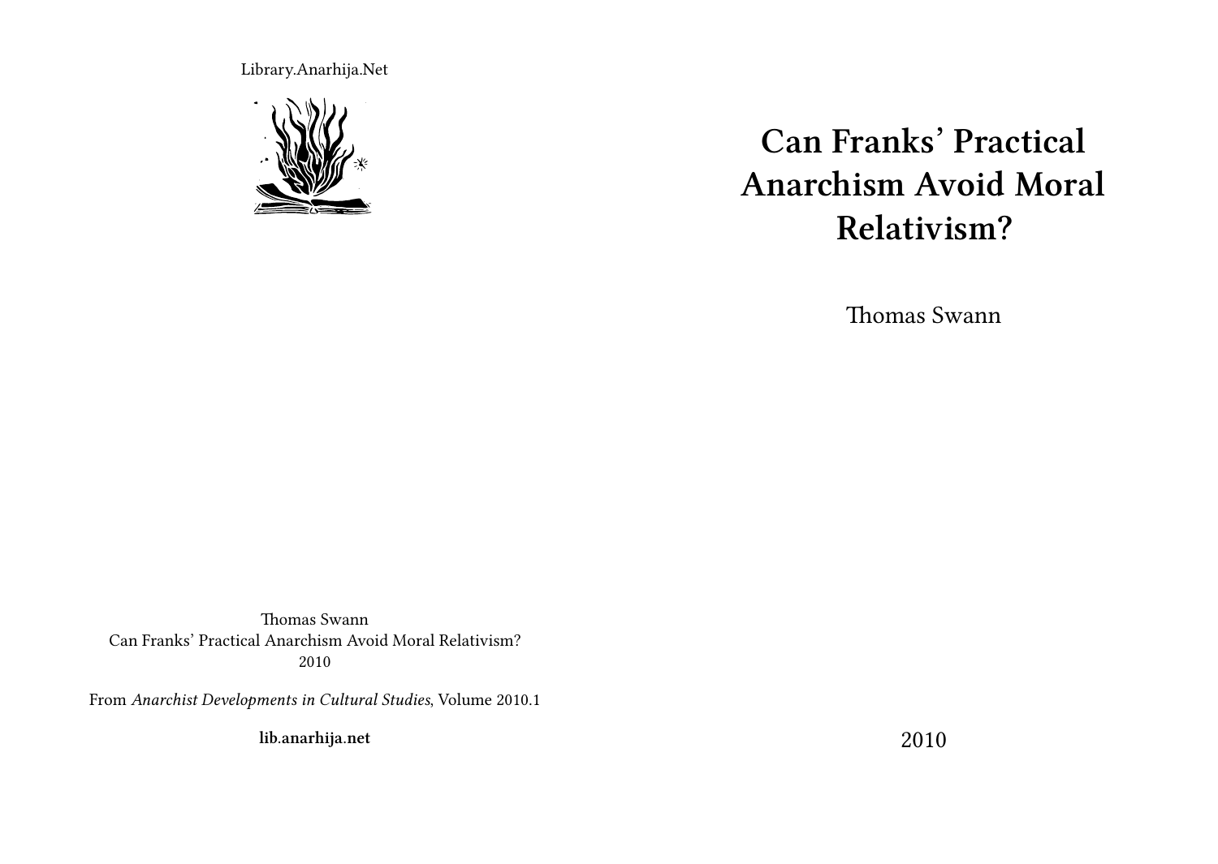# Can Franks' Practical Anarchism Avoid Moral Relativism?

Thomas Swann

2010

Library.Anarhija.Net

Thomas Swann
Can Franks' Practical Anarchism Avoid Moral Relativism?
2010

From *Anarchist Developments in Cultural Studies*, Volume 2010.1

**lib.anarhija.net**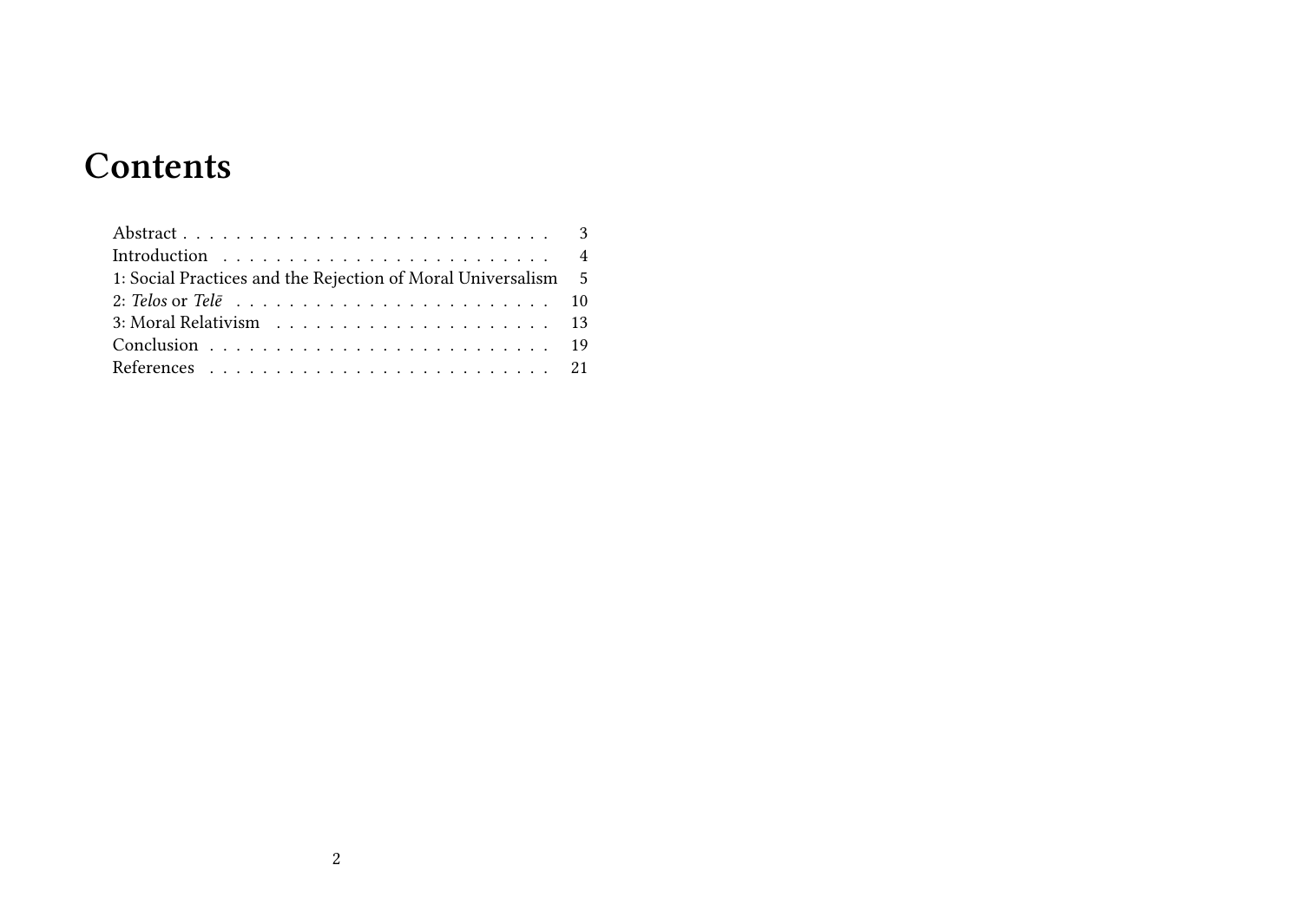# Contents

Abstract . . . . . . . . . . . . . . . . . . . . . . . . . . . 3
Introduction . . . . . . . . . . . . . . . . . . . . . . . . . 4
1: Social Practices and the Rejection of Moral Universalism 5
2: *Telos* or *Telē* . . . . . . . . . . . . . . . . . . . . . . . 10
3: Moral Relativism . . . . . . . . . . . . . . . . . . . . . 13
Conclusion . . . . . . . . . . . . . . . . . . . . . . . . . . 19
References . . . . . . . . . . . . . . . . . . . . . . . . . 21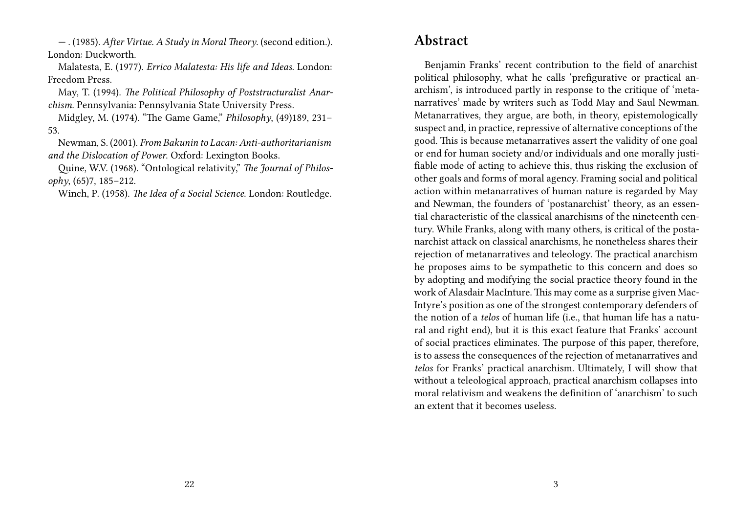— . (1985). *After Virtue. A Study in Moral Theory.* (second edition.). London: Duckworth.

Malatesta, E. (1977). *Errico Malatesta: His life and Ideas.* London: Freedom Press.

May, T. (1994). *The Political Philosophy of Poststructuralist Anarchism.* Pennsylvania: Pennsylvania State University Press.

Midgley, M. (1974). "The Game Game," *Philosophy*, (49)189, 231–53.

Newman, S. (2001). *From Bakunin to Lacan: Anti-authoritarianism and the Dislocation of Power.* Oxford: Lexington Books.

Quine, W.V. (1968). "Ontological relativity," *The Journal of Philosophy*, (65)7, 185–212.

Winch, P. (1958). *The Idea of a Social Science.* London: Routledge.

## Abstract

Benjamin Franks' recent contribution to the field of anarchist political philosophy, what he calls 'prefigurative or practical anarchism', is introduced partly in response to the critique of 'metanarratives' made by writers such as Todd May and Saul Newman. Metanarratives, they argue, are both, in theory, epistemologically suspect and, in practice, repressive of alternative conceptions of the good. This is because metanarratives assert the validity of one goal or end for human society and/or individuals and one morally justifiable mode of acting to achieve this, thus risking the exclusion of other goals and forms of moral agency. Framing social and political action within metanarratives of human nature is regarded by May and Newman, the founders of 'postanarchist' theory, as an essential characteristic of the classical anarchisms of the nineteenth century. While Franks, along with many others, is critical of the postanarchist attack on classical anarchisms, he nonetheless shares their rejection of metanarratives and teleology. The practical anarchism he proposes aims to be sympathetic to this concern and does so by adopting and modifying the social practice theory found in the work of Alasdair MacInture. This may come as a surprise given MacIntyre's position as one of the strongest contemporary defenders of the notion of a *telos* of human life (i.e., that human life has a natural and right end), but it is this exact feature that Franks' account of social practices eliminates. The purpose of this paper, therefore, is to assess the consequences of the rejection of metanarratives and *telos* for Franks' practical anarchism. Ultimately, I will show that without a teleological approach, practical anarchism collapses into moral relativism and weakens the definition of 'anarchism' to such an extent that it becomes useless.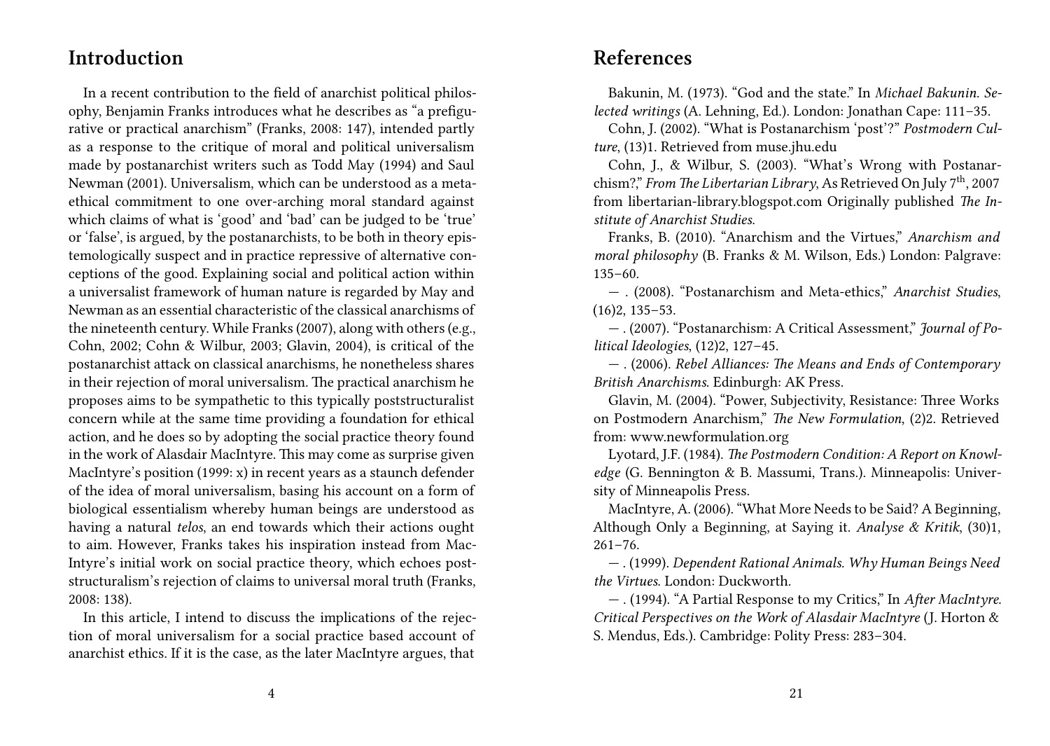## Introduction

In a recent contribution to the field of anarchist political philosophy, Benjamin Franks introduces what he describes as "a prefigurative or practical anarchism" (Franks, 2008: 147), intended partly as a response to the critique of moral and political universalism made by postanarchist writers such as Todd May (1994) and Saul Newman (2001). Universalism, which can be understood as a meta-ethical commitment to one over-arching moral standard against which claims of what is 'good' and 'bad' can be judged to be 'true' or 'false', is argued, by the postanarchists, to be both in theory epistemologically suspect and in practice repressive of alternative conceptions of the good. Explaining social and political action within a universalist framework of human nature is regarded by May and Newman as an essential characteristic of the classical anarchisms of the nineteenth century. While Franks (2007), along with others (e.g., Cohn, 2002; Cohn & Wilbur, 2003; Glavin, 2004), is critical of the postanarchist attack on classical anarchisms, he nonetheless shares in their rejection of moral universalism. The practical anarchism he proposes aims to be sympathetic to this typically poststructuralist concern while at the same time providing a foundation for ethical action, and he does so by adopting the social practice theory found in the work of Alasdair MacIntyre. This may come as surprise given MacIntyre's position (1999: x) in recent years as a staunch defender of the idea of moral universalism, basing his account on a form of biological essentialism whereby human beings are understood as having a natural *telos*, an end towards which their actions ought to aim. However, Franks takes his inspiration instead from MacIntyre's initial work on social practice theory, which echoes poststructuralism's rejection of claims to universal moral truth (Franks, 2008: 138).

In this article, I intend to discuss the implications of the rejection of moral universalism for a social practice based account of anarchist ethics. If it is the case, as the later MacIntyre argues, that

## References

Bakunin, M. (1973). "God and the state." In *Michael Bakunin. Selected writings* (A. Lehning, Ed.). London: Jonathan Cape: 111–35.

Cohn, J. (2002). "What is Postanarchism 'post'?" *Postmodern Culture*, (13)1. Retrieved from muse.jhu.edu

Cohn, J., & Wilbur, S. (2003). "What's Wrong with Postanarchism?," *From The Libertarian Library*, As Retrieved On July 7th, 2007 from libertarian-library.blogspot.com Originally published *The Institute of Anarchist Studies*.

Franks, B. (2010). "Anarchism and the Virtues," *Anarchism and moral philosophy* (B. Franks & M. Wilson, Eds.) London: Palgrave: 135–60.

— . (2008). "Postanarchism and Meta-ethics," *Anarchist Studies*, (16)2, 135–53.

— . (2007). "Postanarchism: A Critical Assessment," *Journal of Political Ideologies*, (12)2, 127–45.

— . (2006). *Rebel Alliances: The Means and Ends of Contemporary British Anarchisms*. Edinburgh: AK Press.

Glavin, M. (2004). "Power, Subjectivity, Resistance: Three Works on Postmodern Anarchism," *The New Formulation*, (2)2. Retrieved from: www.newformulation.org

Lyotard, J.F. (1984). *The Postmodern Condition: A Report on Knowledge* (G. Bennington & B. Massumi, Trans.). Minneapolis: University of Minneapolis Press.

MacIntyre, A. (2006). "What More Needs to be Said? A Beginning, Although Only a Beginning, at Saying it. *Analyse & Kritik*, (30)1, 261–76.

— . (1999). *Dependent Rational Animals. Why Human Beings Need the Virtues*. London: Duckworth.

— . (1994). "A Partial Response to my Critics," In *After MacIntyre. Critical Perspectives on the Work of Alasdair MacIntyre* (J. Horton & S. Mendus, Eds.). Cambridge: Polity Press: 283–304.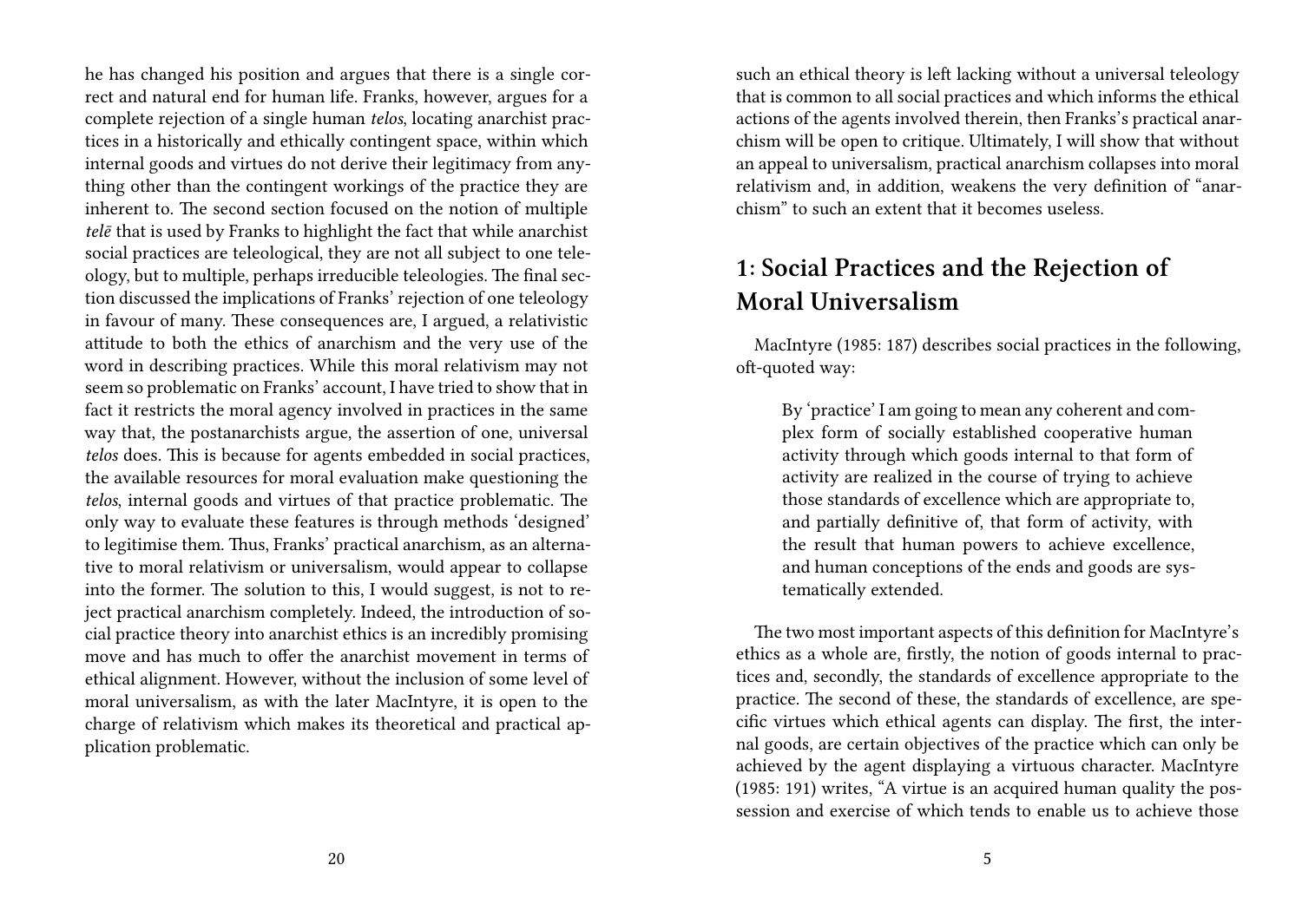he has changed his position and argues that there is a single correct and natural end for human life. Franks, however, argues for a complete rejection of a single human *telos*, locating anarchist practices in a historically and ethically contingent space, within which internal goods and virtues do not derive their legitimacy from anything other than the contingent workings of the practice they are inherent to. The second section focused on the notion of multiple *telē* that is used by Franks to highlight the fact that while anarchist social practices are teleological, they are not all subject to one teleology, but to multiple, perhaps irreducible teleologies. The final section discussed the implications of Franks' rejection of one teleology in favour of many. These consequences are, I argued, a relativistic attitude to both the ethics of anarchism and the very use of the word in describing practices. While this moral relativism may not seem so problematic on Franks' account, I have tried to show that in fact it restricts the moral agency involved in practices in the same way that, the postanarchists argue, the assertion of one, universal *telos* does. This is because for agents embedded in social practices, the available resources for moral evaluation make questioning the *telos*, internal goods and virtues of that practice problematic. The only way to evaluate these features is through methods 'designed' to legitimise them. Thus, Franks' practical anarchism, as an alternative to moral relativism or universalism, would appear to collapse into the former. The solution to this, I would suggest, is not to reject practical anarchism completely. Indeed, the introduction of social practice theory into anarchist ethics is an incredibly promising move and has much to offer the anarchist movement in terms of ethical alignment. However, without the inclusion of some level of moral universalism, as with the later MacIntyre, it is open to the charge of relativism which makes its theoretical and practical application problematic.

such an ethical theory is left lacking without a universal teleology that is common to all social practices and which informs the ethical actions of the agents involved therein, then Franks's practical anarchism will be open to critique. Ultimately, I will show that without an appeal to universalism, practical anarchism collapses into moral relativism and, in addition, weakens the very definition of "anarchism" to such an extent that it becomes useless.

## 1: Social Practices and the Rejection of Moral Universalism

MacIntyre (1985: 187) describes social practices in the following, oft-quoted way:

> By 'practice' I am going to mean any coherent and complex form of socially established cooperative human activity through which goods internal to that form of activity are realized in the course of trying to achieve those standards of excellence which are appropriate to, and partially definitive of, that form of activity, with the result that human powers to achieve excellence, and human conceptions of the ends and goods are systematically extended.

The two most important aspects of this definition for MacIntyre's ethics as a whole are, firstly, the notion of goods internal to practices and, secondly, the standards of excellence appropriate to the practice. The second of these, the standards of excellence, are specific virtues which ethical agents can display. The first, the internal goods, are certain objectives of the practice which can only be achieved by the agent displaying a virtuous character. MacIntyre (1985: 191) writes, "A virtue is an acquired human quality the possession and exercise of which tends to enable us to achieve those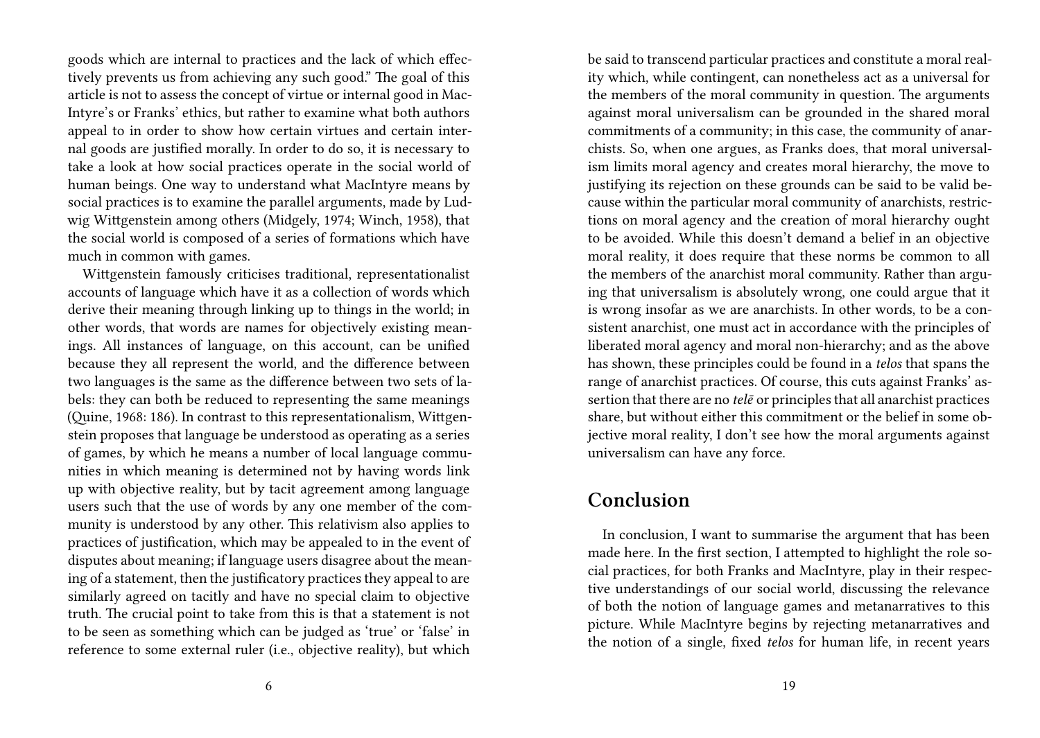goods which are internal to practices and the lack of which effectively prevents us from achieving any such good." The goal of this article is not to assess the concept of virtue or internal good in MacIntyre's or Franks' ethics, but rather to examine what both authors appeal to in order to show how certain virtues and certain internal goods are justified morally. In order to do so, it is necessary to take a look at how social practices operate in the social world of human beings. One way to understand what MacIntyre means by social practices is to examine the parallel arguments, made by Ludwig Wittgenstein among others (Midgely, 1974; Winch, 1958), that the social world is composed of a series of formations which have much in common with games.

Wittgenstein famously criticises traditional, representationalist accounts of language which have it as a collection of words which derive their meaning through linking up to things in the world; in other words, that words are names for objectively existing meanings. All instances of language, on this account, can be unified because they all represent the world, and the difference between two languages is the same as the difference between two sets of labels: they can both be reduced to representing the same meanings (Quine, 1968: 186). In contrast to this representationalism, Wittgenstein proposes that language be understood as operating as a series of games, by which he means a number of local language communities in which meaning is determined not by having words link up with objective reality, but by tacit agreement among language users such that the use of words by any one member of the community is understood by any other. This relativism also applies to practices of justification, which may be appealed to in the event of disputes about meaning; if language users disagree about the meaning of a statement, then the justificatory practices they appeal to are similarly agreed on tacitly and have no special claim to objective truth. The crucial point to take from this is that a statement is not to be seen as something which can be judged as 'true' or 'false' in reference to some external ruler (i.e., objective reality), but which

be said to transcend particular practices and constitute a moral reality which, while contingent, can nonetheless act as a universal for the members of the moral community in question. The arguments against moral universalism can be grounded in the shared moral commitments of a community; in this case, the community of anarchists. So, when one argues, as Franks does, that moral universalism limits moral agency and creates moral hierarchy, the move to justifying its rejection on these grounds can be said to be valid because within the particular moral community of anarchists, restrictions on moral agency and the creation of moral hierarchy ought to be avoided. While this doesn't demand a belief in an objective moral reality, it does require that these norms be common to all the members of the anarchist moral community. Rather than arguing that universalism is absolutely wrong, one could argue that it is wrong insofar as we are anarchists. In other words, to be a consistent anarchist, one must act in accordance with the principles of liberated moral agency and moral non-hierarchy; and as the above has shown, these principles could be found in a *telos* that spans the range of anarchist practices. Of course, this cuts against Franks' assertion that there are no *telē* or principles that all anarchist practices share, but without either this commitment or the belief in some objective moral reality, I don't see how the moral arguments against universalism can have any force.

## Conclusion

In conclusion, I want to summarise the argument that has been made here. In the first section, I attempted to highlight the role social practices, for both Franks and MacIntyre, play in their respective understandings of our social world, discussing the relevance of both the notion of language games and metanarratives to this picture. While MacIntyre begins by rejecting metanarratives and the notion of a single, fixed *telos* for human life, in recent years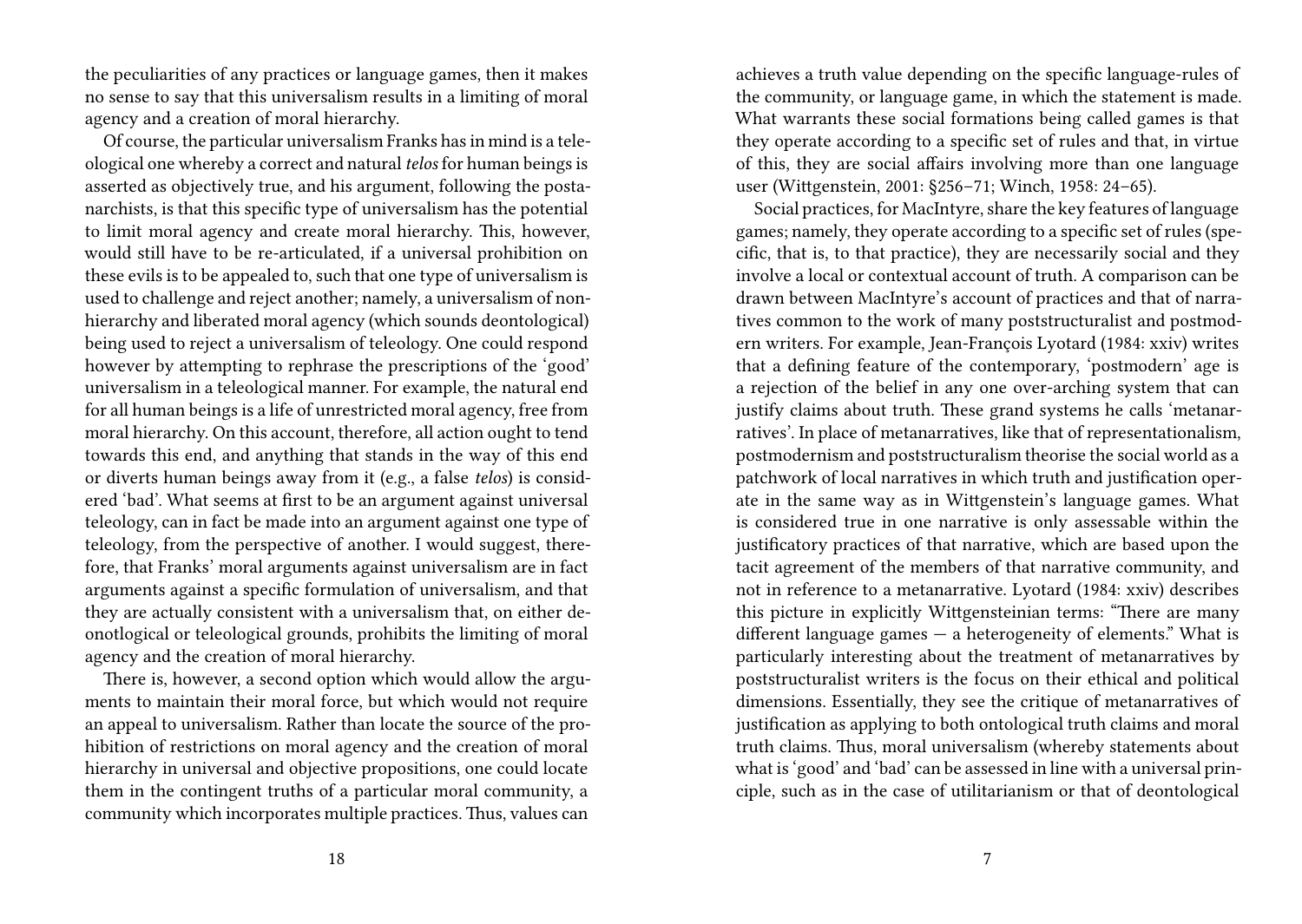the peculiarities of any practices or language games, then it makes no sense to say that this universalism results in a limiting of moral agency and a creation of moral hierarchy.

Of course, the particular universalism Franks has in mind is a teleological one whereby a correct and natural *telos* for human beings is asserted as objectively true, and his argument, following the postanarchists, is that this specific type of universalism has the potential to limit moral agency and create moral hierarchy. This, however, would still have to be re-articulated, if a universal prohibition on these evils is to be appealed to, such that one type of universalism is used to challenge and reject another; namely, a universalism of non-hierarchy and liberated moral agency (which sounds deontological) being used to reject a universalism of teleology. One could respond however by attempting to rephrase the prescriptions of the 'good' universalism in a teleological manner. For example, the natural end for all human beings is a life of unrestricted moral agency, free from moral hierarchy. On this account, therefore, all action ought to tend towards this end, and anything that stands in the way of this end or diverts human beings away from it (e.g., a false *telos*) is considered 'bad'. What seems at first to be an argument against universal teleology, can in fact be made into an argument against one type of teleology, from the perspective of another. I would suggest, therefore, that Franks' moral arguments against universalism are in fact arguments against a specific formulation of universalism, and that they are actually consistent with a universalism that, on either deontological or teleological grounds, prohibits the limiting of moral agency and the creation of moral hierarchy.

There is, however, a second option which would allow the arguments to maintain their moral force, but which would not require an appeal to universalism. Rather than locate the source of the prohibition of restrictions on moral agency and the creation of moral hierarchy in universal and objective propositions, one could locate them in the contingent truths of a particular moral community, a community which incorporates multiple practices. Thus, values can

achieves a truth value depending on the specific language-rules of the community, or language game, in which the statement is made. What warrants these social formations being called games is that they operate according to a specific set of rules and that, in virtue of this, they are social affairs involving more than one language user (Wittgenstein, 2001: §256–71; Winch, 1958: 24–65).

Social practices, for MacIntyre, share the key features of language games; namely, they operate according to a specific set of rules (specific, that is, to that practice), they are necessarily social and they involve a local or contextual account of truth. A comparison can be drawn between MacIntyre's account of practices and that of narratives common to the work of many poststructuralist and postmodern writers. For example, Jean-François Lyotard (1984: xxiv) writes that a defining feature of the contemporary, 'postmodern' age is a rejection of the belief in any one over-arching system that can justify claims about truth. These grand systems he calls 'metanarratives'. In place of metanarratives, like that of representationalism, postmodernism and poststructuralism theorise the social world as a patchwork of local narratives in which truth and justification operate in the same way as in Wittgenstein's language games. What is considered true in one narrative is only assessable within the justificatory practices of that narrative, which are based upon the tacit agreement of the members of that narrative community, and not in reference to a metanarrative. Lyotard (1984: xxiv) describes this picture in explicitly Wittgensteinian terms: "There are many different language games — a heterogeneity of elements." What is particularly interesting about the treatment of metanarratives by poststructuralist writers is the focus on their ethical and political dimensions. Essentially, they see the critique of metanarratives of justification as applying to both ontological truth claims and moral truth claims. Thus, moral universalism (whereby statements about what is 'good' and 'bad' can be assessed in line with a universal principle, such as in the case of utilitarianism or that of deontological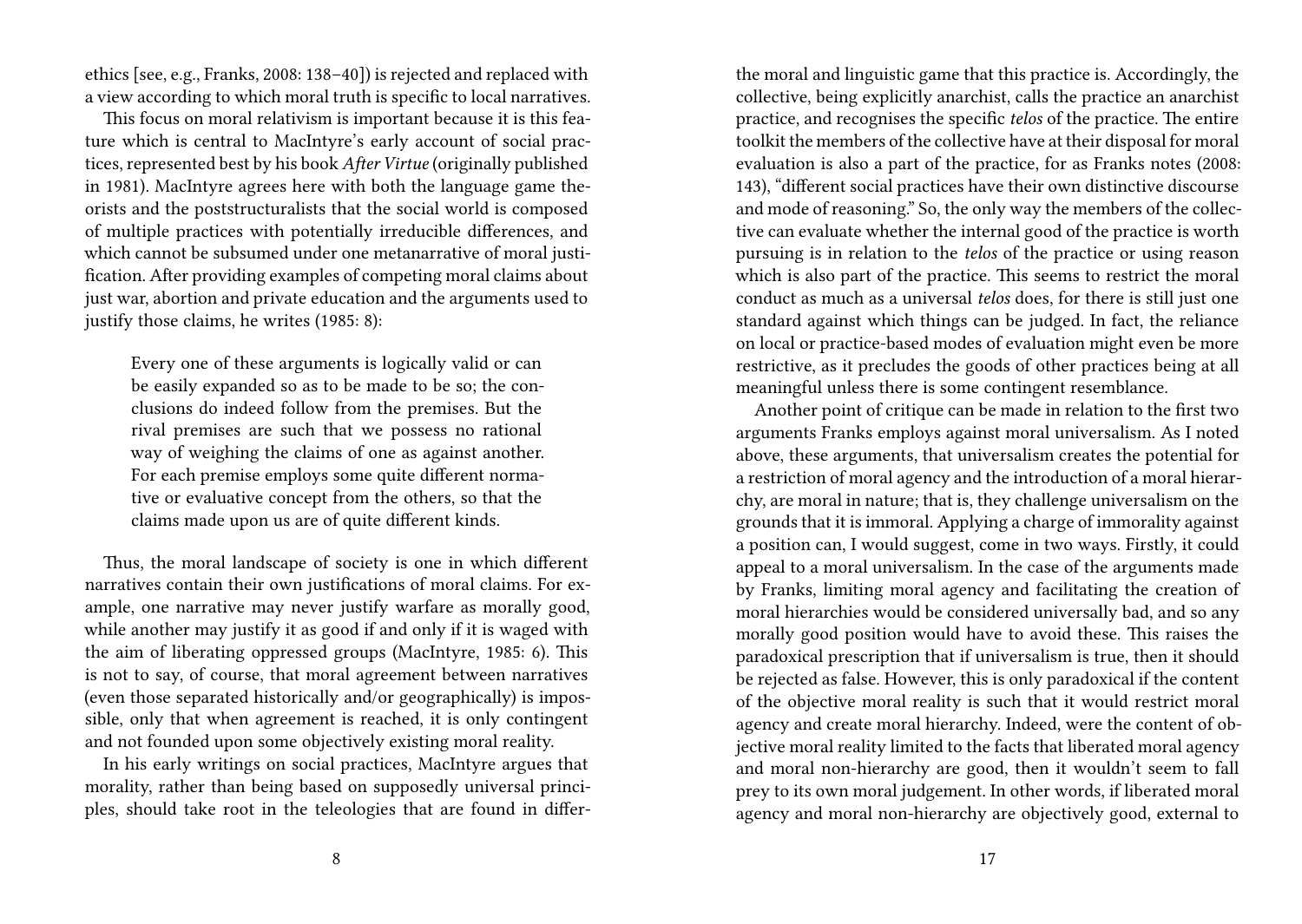ethics [see, e.g., Franks, 2008: 138–40]) is rejected and replaced with a view according to which moral truth is specific to local narratives.

This focus on moral relativism is important because it is this feature which is central to MacIntyre's early account of social practices, represented best by his book *After Virtue* (originally published in 1981). MacIntyre agrees here with both the language game theorists and the poststructuralists that the social world is composed of multiple practices with potentially irreducible differences, and which cannot be subsumed under one metanarrative of moral justification. After providing examples of competing moral claims about just war, abortion and private education and the arguments used to justify those claims, he writes (1985: 8):

> Every one of these arguments is logically valid or can be easily expanded so as to be made to be so; the conclusions do indeed follow from the premises. But the rival premises are such that we possess no rational way of weighing the claims of one as against another. For each premise employs some quite different normative or evaluative concept from the others, so that the claims made upon us are of quite different kinds.

Thus, the moral landscape of society is one in which different narratives contain their own justifications of moral claims. For example, one narrative may never justify warfare as morally good, while another may justify it as good if and only if it is waged with the aim of liberating oppressed groups (MacIntyre, 1985: 6). This is not to say, of course, that moral agreement between narratives (even those separated historically and/or geographically) is impossible, only that when agreement is reached, it is only contingent and not founded upon some objectively existing moral reality.

In his early writings on social practices, MacIntyre argues that morality, rather than being based on supposedly universal principles, should take root in the teleologies that are found in differ-

the moral and linguistic game that this practice is. Accordingly, the collective, being explicitly anarchist, calls the practice an anarchist practice, and recognises the specific *telos* of the practice. The entire toolkit the members of the collective have at their disposal for moral evaluation is also a part of the practice, for as Franks notes (2008: 143), "different social practices have their own distinctive discourse and mode of reasoning." So, the only way the members of the collective can evaluate whether the internal good of the practice is worth pursuing is in relation to the *telos* of the practice or using reason which is also part of the practice. This seems to restrict the moral conduct as much as a universal *telos* does, for there is still just one standard against which things can be judged. In fact, the reliance on local or practice-based modes of evaluation might even be more restrictive, as it precludes the goods of other practices being at all meaningful unless there is some contingent resemblance.

Another point of critique can be made in relation to the first two arguments Franks employs against moral universalism. As I noted above, these arguments, that universalism creates the potential for a restriction of moral agency and the introduction of a moral hierarchy, are moral in nature; that is, they challenge universalism on the grounds that it is immoral. Applying a charge of immorality against a position can, I would suggest, come in two ways. Firstly, it could appeal to a moral universalism. In the case of the arguments made by Franks, limiting moral agency and facilitating the creation of moral hierarchies would be considered universally bad, and so any morally good position would have to avoid these. This raises the paradoxical prescription that if universalism is true, then it should be rejected as false. However, this is only paradoxical if the content of the objective moral reality is such that it would restrict moral agency and create moral hierarchy. Indeed, were the content of objective moral reality limited to the facts that liberated moral agency and moral non-hierarchy are good, then it wouldn't seem to fall prey to its own moral judgement. In other words, if liberated moral agency and moral non-hierarchy are objectively good, external to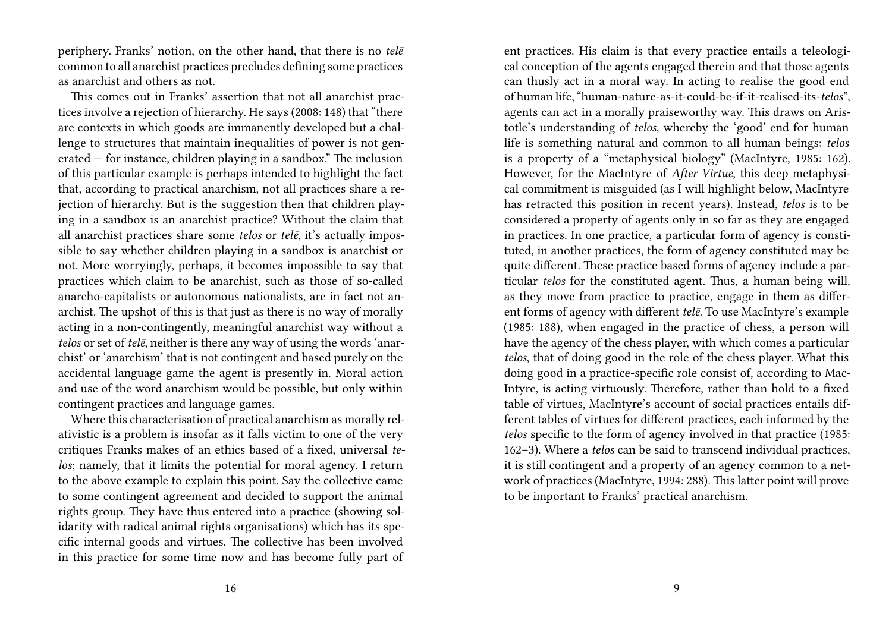periphery. Franks' notion, on the other hand, that there is no *telē* common to all anarchist practices precludes defining some practices as anarchist and others as not.

This comes out in Franks' assertion that not all anarchist practices involve a rejection of hierarchy. He says (2008: 148) that "there are contexts in which goods are immanently developed but a challenge to structures that maintain inequalities of power is not generated — for instance, children playing in a sandbox." The inclusion of this particular example is perhaps intended to highlight the fact that, according to practical anarchism, not all practices share a rejection of hierarchy. But is the suggestion then that children playing in a sandbox is an anarchist practice? Without the claim that all anarchist practices share some *telos* or *telē*, it's actually impossible to say whether children playing in a sandbox is anarchist or not. More worryingly, perhaps, it becomes impossible to say that practices which claim to be anarchist, such as those of so-called anarcho-capitalists or autonomous nationalists, are in fact not anarchist. The upshot of this is that just as there is no way of morally acting in a non-contingently, meaningful anarchist way without a *telos* or set of *telē*, neither is there any way of using the words 'anarchist' or 'anarchism' that is not contingent and based purely on the accidental language game the agent is presently in. Moral action and use of the word anarchism would be possible, but only within contingent practices and language games.

Where this characterisation of practical anarchism as morally relativistic is a problem is insofar as it falls victim to one of the very critiques Franks makes of an ethics based of a fixed, universal *telos*; namely, that it limits the potential for moral agency. I return to the above example to explain this point. Say the collective came to some contingent agreement and decided to support the animal rights group. They have thus entered into a practice (showing solidarity with radical animal rights organisations) which has its specific internal goods and virtues. The collective has been involved in this practice for some time now and has become fully part of

ent practices. His claim is that every practice entails a teleological conception of the agents engaged therein and that those agents can thusly act in a moral way. In acting to realise the good end of human life, "human-nature-as-it-could-be-if-it-realised-its-*telos*", agents can act in a morally praiseworthy way. This draws on Aristotle's understanding of *telos*, whereby the 'good' end for human life is something natural and common to all human beings: *telos* is a property of a "metaphysical biology" (MacIntyre, 1985: 162). However, for the MacIntyre of *After Virtue*, this deep metaphysical commitment is misguided (as I will highlight below, MacIntyre has retracted this position in recent years). Instead, *telos* is to be considered a property of agents only in so far as they are engaged in practices. In one practice, a particular form of agency is constituted, in another practices, the form of agency constituted may be quite different. These practice based forms of agency include a particular *telos* for the constituted agent. Thus, a human being will, as they move from practice to practice, engage in them as different forms of agency with different *telē*. To use MacIntyre's example (1985: 188), when engaged in the practice of chess, a person will have the agency of the chess player, with which comes a particular *telos*, that of doing good in the role of the chess player. What this doing good in a practice-specific role consist of, according to MacIntyre, is acting virtuously. Therefore, rather than hold to a fixed table of virtues, MacIntyre's account of social practices entails different tables of virtues for different practices, each informed by the *telos* specific to the form of agency involved in that practice (1985: 162–3). Where a *telos* can be said to transcend individual practices, it is still contingent and a property of an agency common to a network of practices (MacIntyre, 1994: 288). This latter point will prove to be important to Franks' practical anarchism.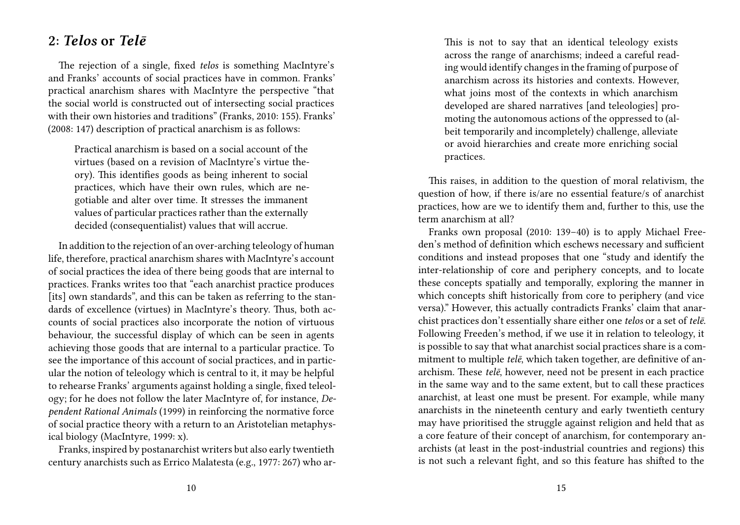## 2: *Telos* or *Telē*

The rejection of a single, fixed *telos* is something MacIntyre's and Franks' accounts of social practices have in common. Franks' practical anarchism shares with MacIntyre the perspective "that the social world is constructed out of intersecting social practices with their own histories and traditions" (Franks, 2010: 155). Franks' (2008: 147) description of practical anarchism is as follows:

> Practical anarchism is based on a social account of the virtues (based on a revision of MacIntyre's virtue theory). This identifies goods as being inherent to social practices, which have their own rules, which are negotiable and alter over time. It stresses the immanent values of particular practices rather than the externally decided (consequentialist) values that will accrue.

In addition to the rejection of an over-arching teleology of human life, therefore, practical anarchism shares with MacIntyre's account of social practices the idea of there being goods that are internal to practices. Franks writes too that "each anarchist practice produces [its] own standards", and this can be taken as referring to the standards of excellence (virtues) in MacIntyre's theory. Thus, both accounts of social practices also incorporate the notion of virtuous behaviour, the successful display of which can be seen in agents achieving those goods that are internal to a particular practice. To see the importance of this account of social practices, and in particular the notion of teleology which is central to it, it may be helpful to rehearse Franks' arguments against holding a single, fixed teleology; for he does not follow the later MacIntyre of, for instance, *Dependent Rational Animals* (1999) in reinforcing the normative force of social practice theory with a return to an Aristotelian metaphysical biology (MacIntyre, 1999: x).

Franks, inspired by postanarchist writers but also early twentieth century anarchists such as Errico Malatesta (e.g., 1977: 267) who ar-

> This is not to say that an identical teleology exists across the range of anarchisms; indeed a careful reading would identify changes in the framing of purpose of anarchism across its histories and contexts. However, what joins most of the contexts in which anarchism developed are shared narratives [and teleologies] promoting the autonomous actions of the oppressed to (albeit temporarily and incompletely) challenge, alleviate or avoid hierarchies and create more enriching social practices.

This raises, in addition to the question of moral relativism, the question of how, if there is/are no essential feature/s of anarchist practices, how are we to identify them and, further to this, use the term anarchism at all?

Franks own proposal (2010: 139–40) is to apply Michael Freeden's method of definition which eschews necessary and sufficient conditions and instead proposes that one "study and identify the inter-relationship of core and periphery concepts, and to locate these concepts spatially and temporally, exploring the manner in which concepts shift historically from core to periphery (and vice versa)." However, this actually contradicts Franks' claim that anarchist practices don't essentially share either one *telos* or a set of *telē*. Following Freeden's method, if we use it in relation to teleology, it is possible to say that what anarchist social practices share is a commitment to multiple *telē*, which taken together, are definitive of anarchism. These *telē*, however, need not be present in each practice in the same way and to the same extent, but to call these practices anarchist, at least one must be present. For example, while many anarchists in the nineteenth century and early twentieth century may have prioritised the struggle against religion and held that as a core feature of their concept of anarchism, for contemporary anarchists (at least in the post-industrial countries and regions) this is not such a relevant fight, and so this feature has shifted to the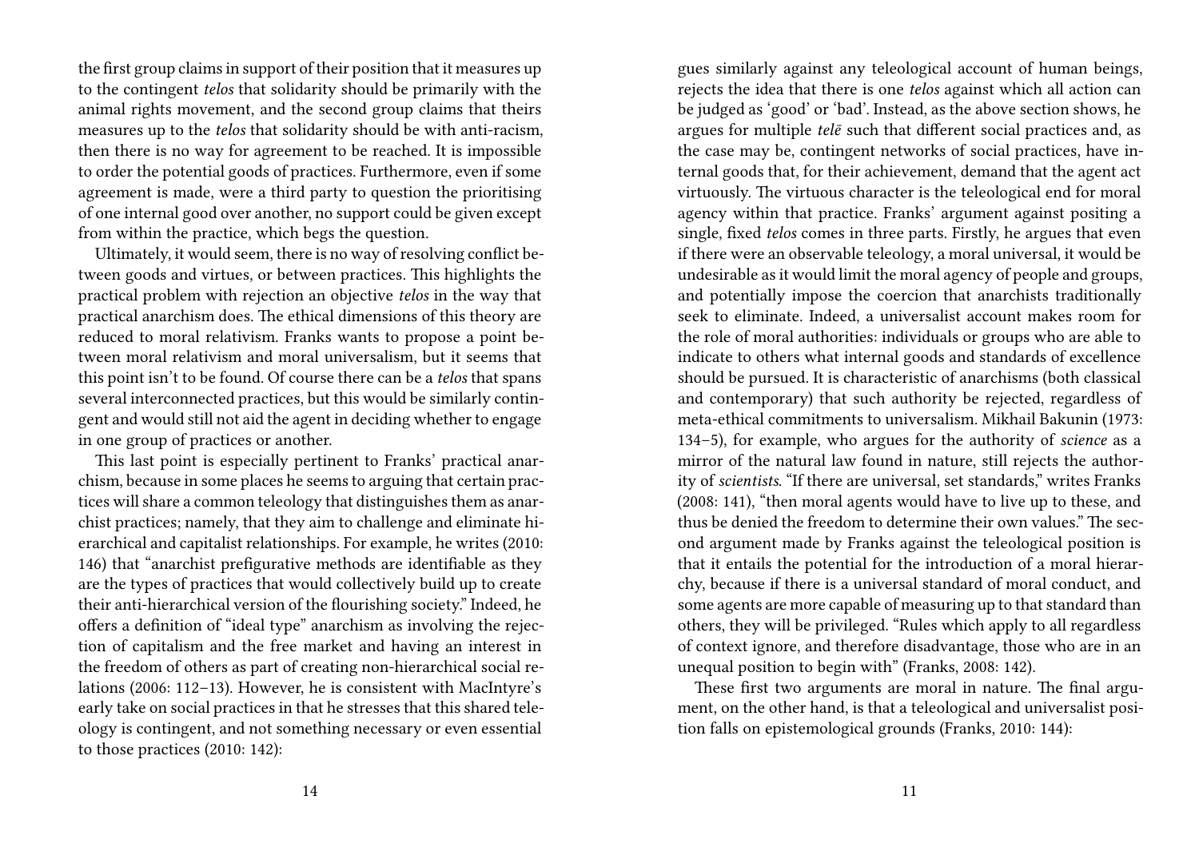the first group claims in support of their position that it measures up to the contingent *telos* that solidarity should be primarily with the animal rights movement, and the second group claims that theirs measures up to the *telos* that solidarity should be with anti-racism, then there is no way for agreement to be reached. It is impossible to order the potential goods of practices. Furthermore, even if some agreement is made, were a third party to question the prioritising of one internal good over another, no support could be given except from within the practice, which begs the question.

Ultimately, it would seem, there is no way of resolving conflict between goods and virtues, or between practices. This highlights the practical problem with rejection an objective *telos* in the way that practical anarchism does. The ethical dimensions of this theory are reduced to moral relativism. Franks wants to propose a point between moral relativism and moral universalism, but it seems that this point isn't to be found. Of course there can be a *telos* that spans several interconnected practices, but this would be similarly contingent and would still not aid the agent in deciding whether to engage in one group of practices or another.

This last point is especially pertinent to Franks' practical anarchism, because in some places he seems to arguing that certain practices will share a common teleology that distinguishes them as anarchist practices; namely, that they aim to challenge and eliminate hierarchical and capitalist relationships. For example, he writes (2010: 146) that "anarchist prefigurative methods are identifiable as they are the types of practices that would collectively build up to create their anti-hierarchical version of the flourishing society." Indeed, he offers a definition of "ideal type" anarchism as involving the rejection of capitalism and the free market and having an interest in the freedom of others as part of creating non-hierarchical social relations (2006: 112–13). However, he is consistent with MacIntyre's early take on social practices in that he stresses that this shared teleology is contingent, and not something necessary or even essential to those practices (2010: 142):

gues similarly against any teleological account of human beings, rejects the idea that there is one *telos* against which all action can be judged as 'good' or 'bad'. Instead, as the above section shows, he argues for multiple *telē* such that different social practices and, as the case may be, contingent networks of social practices, have internal goods that, for their achievement, demand that the agent act virtuously. The virtuous character is the teleological end for moral agency within that practice. Franks' argument against positing a single, fixed *telos* comes in three parts. Firstly, he argues that even if there were an observable teleology, a moral universal, it would be undesirable as it would limit the moral agency of people and groups, and potentially impose the coercion that anarchists traditionally seek to eliminate. Indeed, a universalist account makes room for the role of moral authorities: individuals or groups who are able to indicate to others what internal goods and standards of excellence should be pursued. It is characteristic of anarchisms (both classical and contemporary) that such authority be rejected, regardless of meta-ethical commitments to universalism. Mikhail Bakunin (1973: 134–5), for example, who argues for the authority of *science* as a mirror of the natural law found in nature, still rejects the authority of *scientists*. "If there are universal, set standards," writes Franks (2008: 141), "then moral agents would have to live up to these, and thus be denied the freedom to determine their own values." The second argument made by Franks against the teleological position is that it entails the potential for the introduction of a moral hierarchy, because if there is a universal standard of moral conduct, and some agents are more capable of measuring up to that standard than others, they will be privileged. "Rules which apply to all regardless of context ignore, and therefore disadvantage, those who are in an unequal position to begin with" (Franks, 2008: 142).

These first two arguments are moral in nature. The final argument, on the other hand, is that a teleological and universalist position falls on epistemological grounds (Franks, 2010: 144):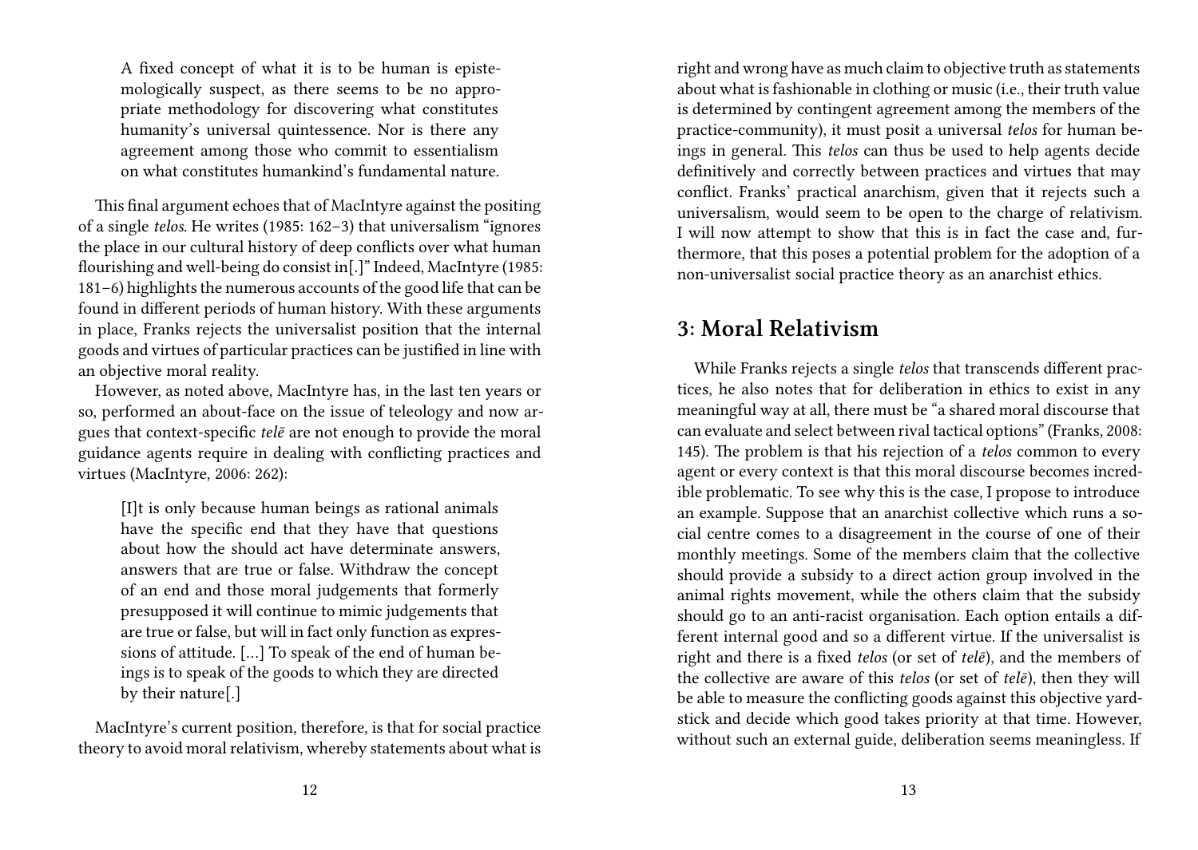> A fixed concept of what it is to be human is epistemologically suspect, as there seems to be no appropriate methodology for discovering what constitutes humanity's universal quintessence. Nor is there any agreement among those who commit to essentialism on what constitutes humankind's fundamental nature.

This final argument echoes that of MacIntyre against the positing of a single *telos*. He writes (1985: 162–3) that universalism "ignores the place in our cultural history of deep conflicts over what human flourishing and well-being do consist in[.]" Indeed, MacIntyre (1985: 181–6) highlights the numerous accounts of the good life that can be found in different periods of human history. With these arguments in place, Franks rejects the universalist position that the internal goods and virtues of particular practices can be justified in line with an objective moral reality.

However, as noted above, MacIntyre has, in the last ten years or so, performed an about-face on the issue of teleology and now argues that context-specific *telē* are not enough to provide the moral guidance agents require in dealing with conflicting practices and virtues (MacIntyre, 2006: 262):

> [I]t is only because human beings as rational animals have the specific end that they have that questions about how the should act have determinate answers, answers that are true or false. Withdraw the concept of an end and those moral judgements that formerly presupposed it will continue to mimic judgements that are true or false, but will in fact only function as expressions of attitude. […] To speak of the end of human beings is to speak of the goods to which they are directed by their nature[.]

MacIntyre's current position, therefore, is that for social practice theory to avoid moral relativism, whereby statements about what is right and wrong have as much claim to objective truth as statements about what is fashionable in clothing or music (i.e., their truth value is determined by contingent agreement among the members of the practice-community), it must posit a universal *telos* for human beings in general. This *telos* can thus be used to help agents decide definitively and correctly between practices and virtues that may conflict. Franks' practical anarchism, given that it rejects such a universalism, would seem to be open to the charge of relativism. I will now attempt to show that this is in fact the case and, furthermore, that this poses a potential problem for the adoption of a non-universalist social practice theory as an anarchist ethics.

## 3: Moral Relativism

While Franks rejects a single *telos* that transcends different practices, he also notes that for deliberation in ethics to exist in any meaningful way at all, there must be "a shared moral discourse that can evaluate and select between rival tactical options" (Franks, 2008: 145). The problem is that his rejection of a *telos* common to every agent or every context is that this moral discourse becomes incredible problematic. To see why this is the case, I propose to introduce an example. Suppose that an anarchist collective which runs a social centre comes to a disagreement in the course of one of their monthly meetings. Some of the members claim that the collective should provide a subsidy to a direct action group involved in the animal rights movement, while the others claim that the subsidy should go to an anti-racist organisation. Each option entails a different internal good and so a different virtue. If the universalist is right and there is a fixed *telos* (or set of *telē*), and the members of the collective are aware of this *telos* (or set of *telē*), then they will be able to measure the conflicting goods against this objective yardstick and decide which good takes priority at that time. However, without such an external guide, deliberation seems meaningless. If